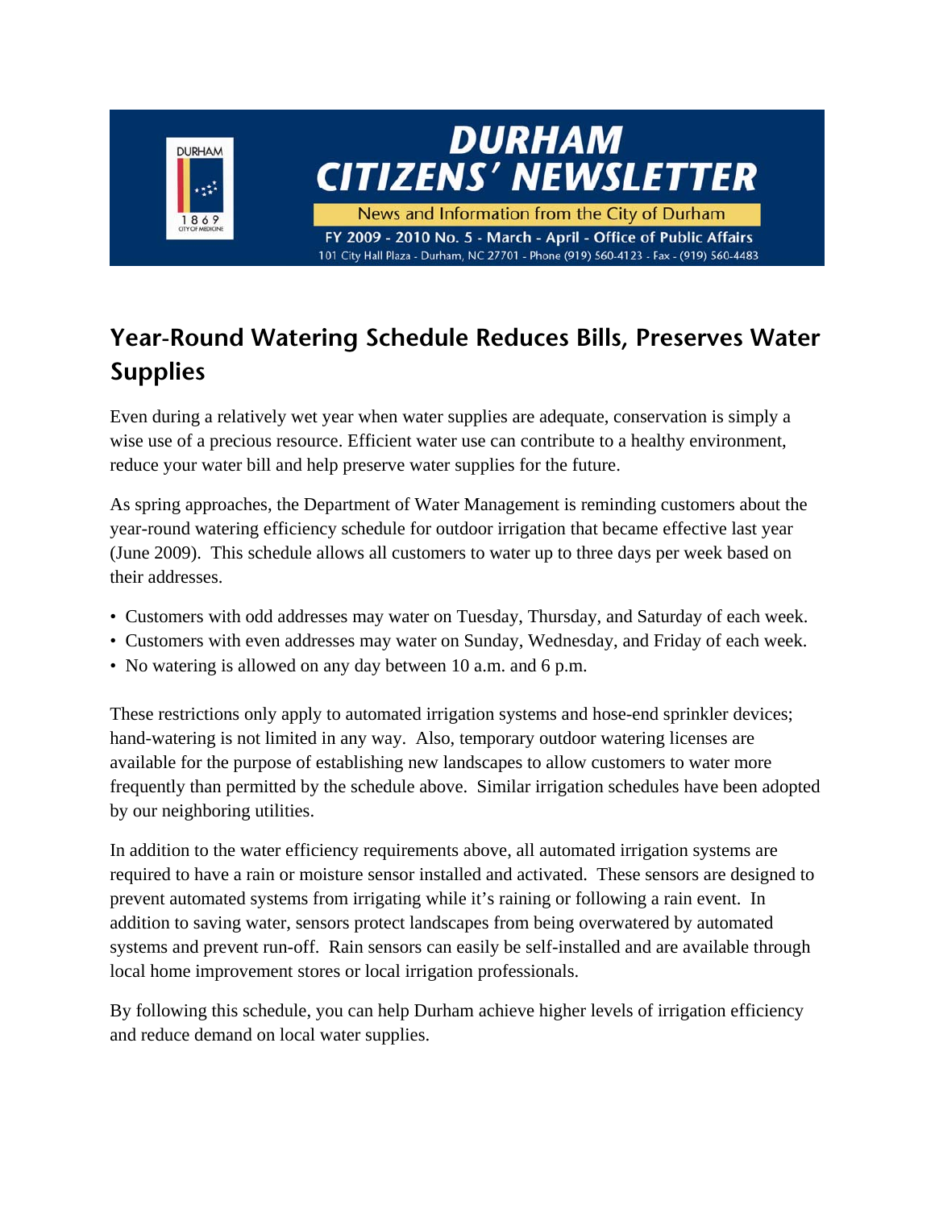# DURHAM CITIZENS' NEWSLETTER

News and Information from the City of Durham

FY 2009 - 2010 No. 5 - March - April - Office of Public Affairs

101 City Hall Plaza - Durham, NC 27701 - Phone (919) 560-4123 - Fax - (919) 560-4483

## Year-Round Watering Schedule Reduces Bills, Preserves Water Supplies

Even during a relatively wet year when water supplies are adequate, conservation is simply a wise use of a precious resource. Efficient water use can contribute to a healthy environment, reduce your water bill and help preserve water supplies for the future.

As spring approaches, the Department of Water Management is reminding customers about the year-round watering efficiency schedule for outdoor irrigation that became effective last year (June 2009). This schedule allows all customers to water up to three days per week based on their addresses.

- Customers with odd addresses may water on Tuesday, Thursday, and Saturday of each week.
- Customers with even addresses may water on Sunday, Wednesday, and Friday of each week.
- No watering is allowed on any day between 10 a.m. and 6 p.m.

These restrictions only apply to automated irrigation systems and hose-end sprinkler devices; hand-watering is not limited in any way. Also, temporary outdoor watering licenses are available for the purpose of establishing new landscapes to allow customers to water more frequently than permitted by the schedule above. Similar irrigation schedules have been adopted by our neighboring utilities.

In addition to the water efficiency requirements above, all automated irrigation systems are required to have a rain or moisture sensor installed and activated. These sensors are designed to prevent automated systems from irrigating while it's raining or following a rain event. In addition to saving water, sensors protect landscapes from being overwatered by automated systems and prevent run-off. Rain sensors can easily be self-installed and are available through local home improvement stores or local irrigation professionals.

By following this schedule, you can help Durham achieve higher levels of irrigation efficiency and reduce demand on local water supplies.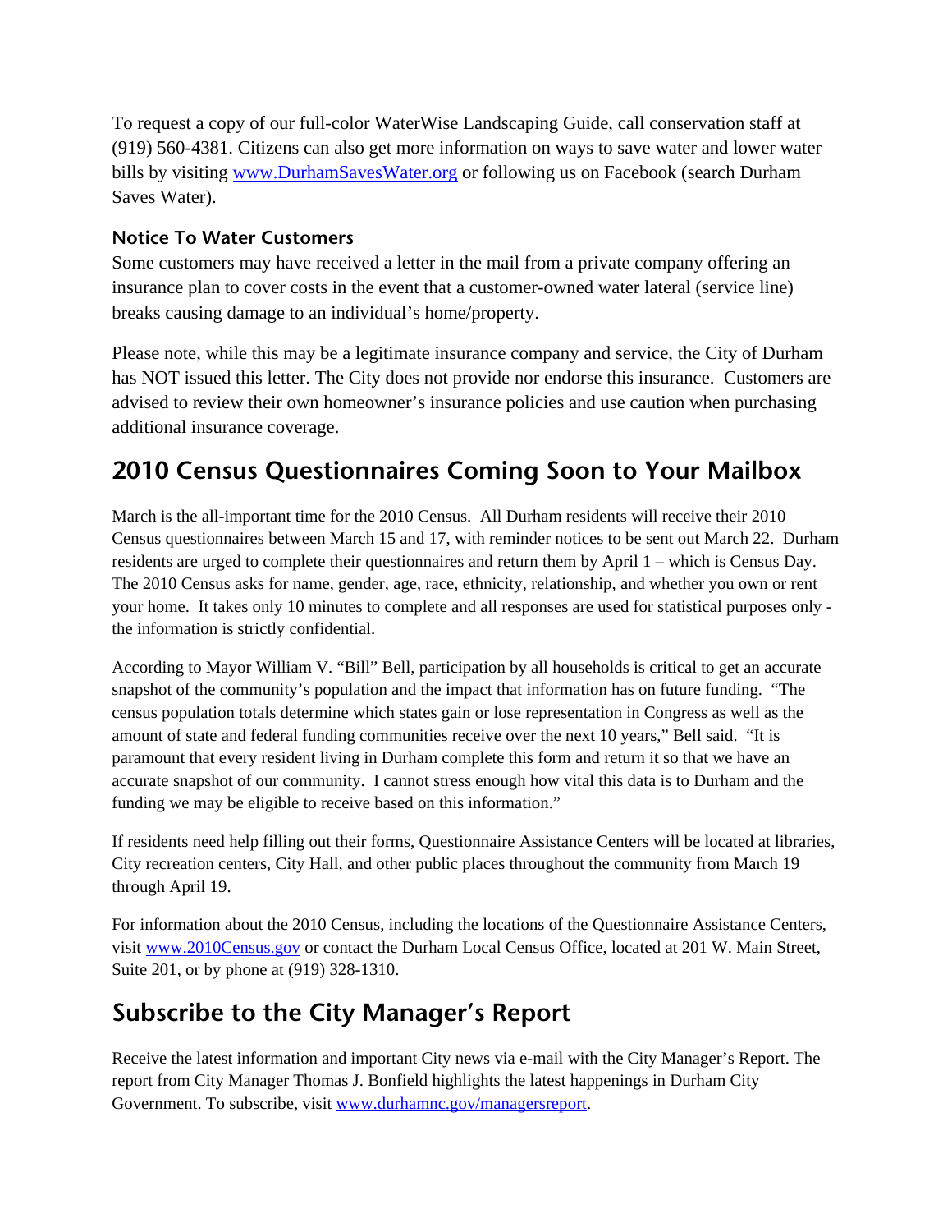To request a copy of our full-color WaterWise Landscaping Guide, call conservation staff at (919) 560-4381. Citizens can also get more information on ways to save water and lower water bills by visiting www.DurhamSavesWater.org or following us on Facebook (search Durham Saves Water).

### Notice To Water Customers

Some customers may have received a letter in the mail from a private company offering an insurance plan to cover costs in the event that a customer-owned water lateral (service line) breaks causing damage to an individual's home/property.

Please note, while this may be a legitimate insurance company and service, the City of Durham has NOT issued this letter. The City does not provide nor endorse this insurance. Customers are advised to review their own homeowner's insurance policies and use caution when purchasing additional insurance coverage.

## 2010 Census Questionnaires Coming Soon to Your Mailbox

March is the all-important time for the 2010 Census. All Durham residents will receive their 2010 Census questionnaires between March 15 and 17, with reminder notices to be sent out March 22. Durham residents are urged to complete their questionnaires and return them by April 1 – which is Census Day. The 2010 Census asks for name, gender, age, race, ethnicity, relationship, and whether you own or rent your home. It takes only 10 minutes to complete and all responses are used for statistical purposes only - the information is strictly confidential.

According to Mayor William V. "Bill" Bell, participation by all households is critical to get an accurate snapshot of the community's population and the impact that information has on future funding. "The census population totals determine which states gain or lose representation in Congress as well as the amount of state and federal funding communities receive over the next 10 years," Bell said. "It is paramount that every resident living in Durham complete this form and return it so that we have an accurate snapshot of our community. I cannot stress enough how vital this data is to Durham and the funding we may be eligible to receive based on this information."

If residents need help filling out their forms, Questionnaire Assistance Centers will be located at libraries, City recreation centers, City Hall, and other public places throughout the community from March 19 through April 19.

For information about the 2010 Census, including the locations of the Questionnaire Assistance Centers, visit www.2010Census.gov or contact the Durham Local Census Office, located at 201 W. Main Street, Suite 201, or by phone at (919) 328-1310.

## Subscribe to the City Manager's Report

Receive the latest information and important City news via e-mail with the City Manager's Report. The report from City Manager Thomas J. Bonfield highlights the latest happenings in Durham City Government. To subscribe, visit www.durhamnc.gov/managersreport.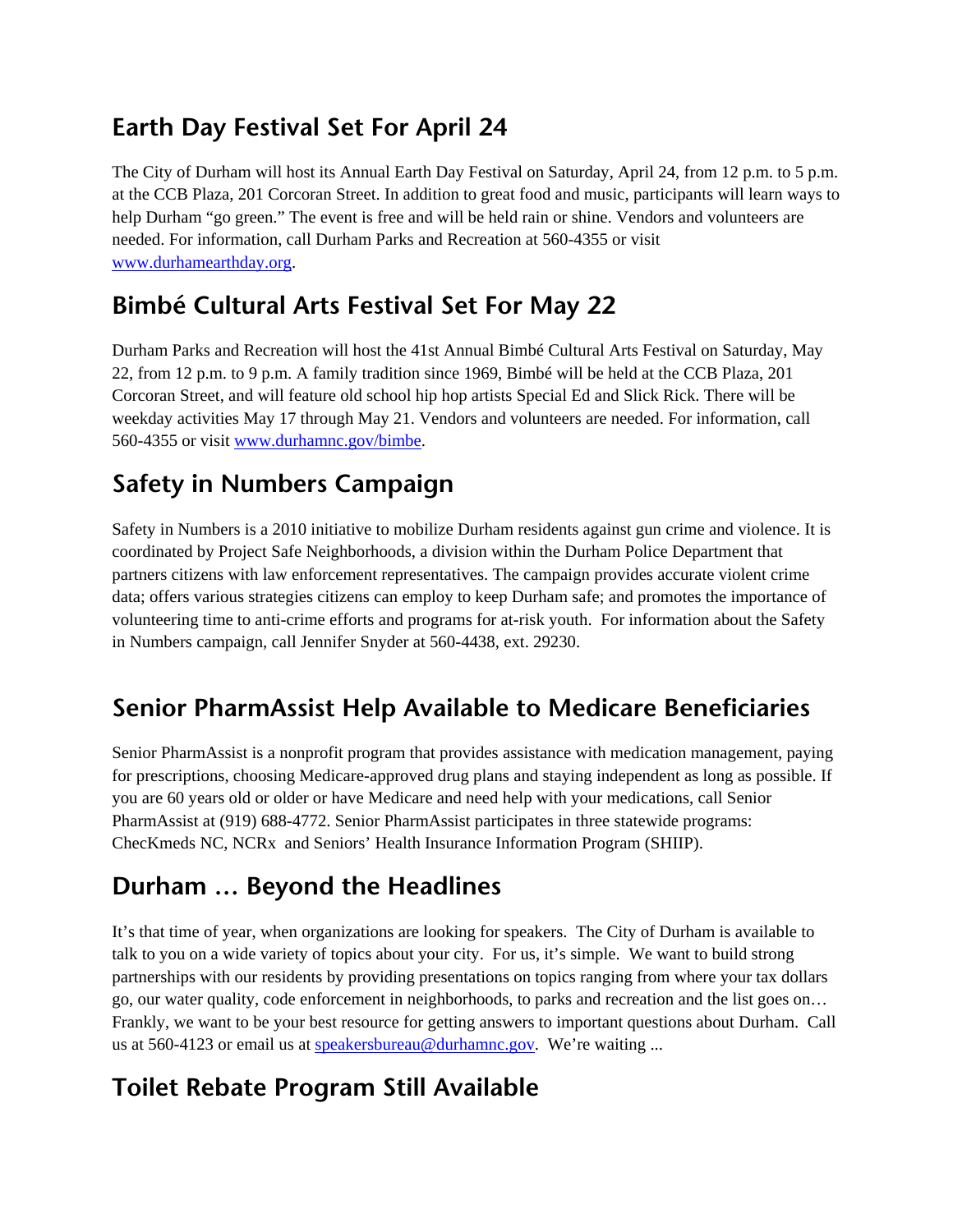## Earth Day Festival Set For April 24

The City of Durham will host its Annual Earth Day Festival on Saturday, April 24, from 12 p.m. to 5 p.m. at the CCB Plaza, 201 Corcoran Street. In addition to great food and music, participants will learn ways to help Durham "go green." The event is free and will be held rain or shine. Vendors and volunteers are needed. For information, call Durham Parks and Recreation at 560-4355 or visit www.durhamearthday.org.

## Bimbé Cultural Arts Festival Set For May 22

Durham Parks and Recreation will host the 41st Annual Bimbé Cultural Arts Festival on Saturday, May 22, from 12 p.m. to 9 p.m. A family tradition since 1969, Bimbé will be held at the CCB Plaza, 201 Corcoran Street, and will feature old school hip hop artists Special Ed and Slick Rick. There will be weekday activities May 17 through May 21. Vendors and volunteers are needed. For information, call 560-4355 or visit www.durhamnc.gov/bimbe.

## Safety in Numbers Campaign

Safety in Numbers is a 2010 initiative to mobilize Durham residents against gun crime and violence. It is coordinated by Project Safe Neighborhoods, a division within the Durham Police Department that partners citizens with law enforcement representatives. The campaign provides accurate violent crime data; offers various strategies citizens can employ to keep Durham safe; and promotes the importance of volunteering time to anti-crime efforts and programs for at-risk youth. For information about the Safety in Numbers campaign, call Jennifer Snyder at 560-4438, ext. 29230.

## Senior PharmAssist Help Available to Medicare Beneficiaries

Senior PharmAssist is a nonprofit program that provides assistance with medication management, paying for prescriptions, choosing Medicare-approved drug plans and staying independent as long as possible. If you are 60 years old or older or have Medicare and need help with your medications, call Senior PharmAssist at (919) 688-4772. Senior PharmAssist participates in three statewide programs: ChecKmeds NC, NCRx and Seniors' Health Insurance Information Program (SHIIP).

## Durham … Beyond the Headlines

It's that time of year, when organizations are looking for speakers. The City of Durham is available to talk to you on a wide variety of topics about your city. For us, it's simple. We want to build strong partnerships with our residents by providing presentations on topics ranging from where your tax dollars go, our water quality, code enforcement in neighborhoods, to parks and recreation and the list goes on… Frankly, we want to be your best resource for getting answers to important questions about Durham. Call us at 560-4123 or email us at speakersbureau@durhamnc.gov. We're waiting ...

## Toilet Rebate Program Still Available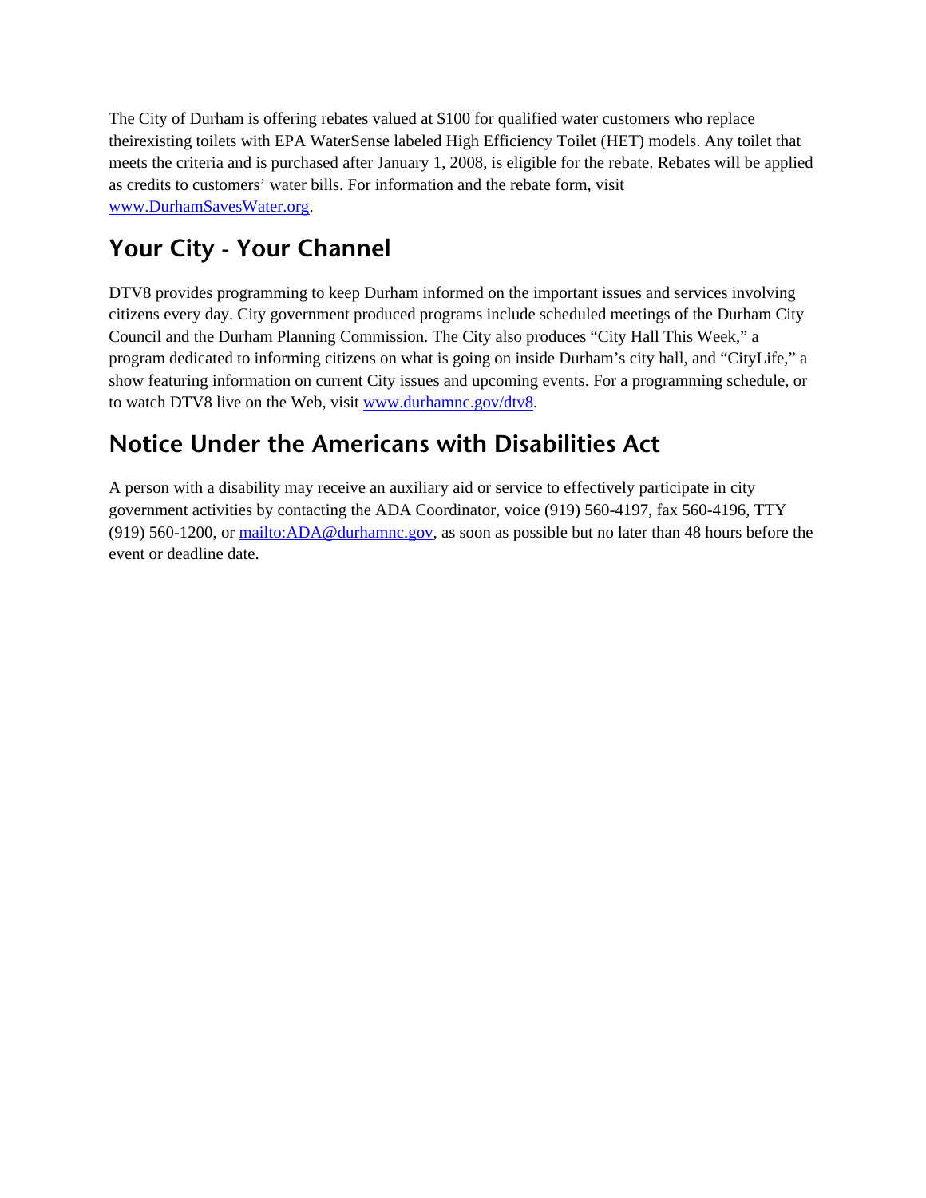The City of Durham is offering rebates valued at $100 for qualified water customers who replace theirexisting toilets with EPA WaterSense labeled High Efficiency Toilet (HET) models. Any toilet that meets the criteria and is purchased after January 1, 2008, is eligible for the rebate. Rebates will be applied as credits to customers' water bills. For information and the rebate form, visit www.DurhamSavesWater.org.

## Your City - Your Channel

DTV8 provides programming to keep Durham informed on the important issues and services involving citizens every day. City government produced programs include scheduled meetings of the Durham City Council and the Durham Planning Commission. The City also produces "City Hall This Week," a program dedicated to informing citizens on what is going on inside Durham's city hall, and "CityLife," a show featuring information on current City issues and upcoming events. For a programming schedule, or to watch DTV8 live on the Web, visit www.durhamnc.gov/dtv8.

## Notice Under the Americans with Disabilities Act

A person with a disability may receive an auxiliary aid or service to effectively participate in city government activities by contacting the ADA Coordinator, voice (919) 560-4197, fax 560-4196, TTY (919) 560-1200, or mailto:ADA@durhamnc.gov, as soon as possible but no later than 48 hours before the event or deadline date.